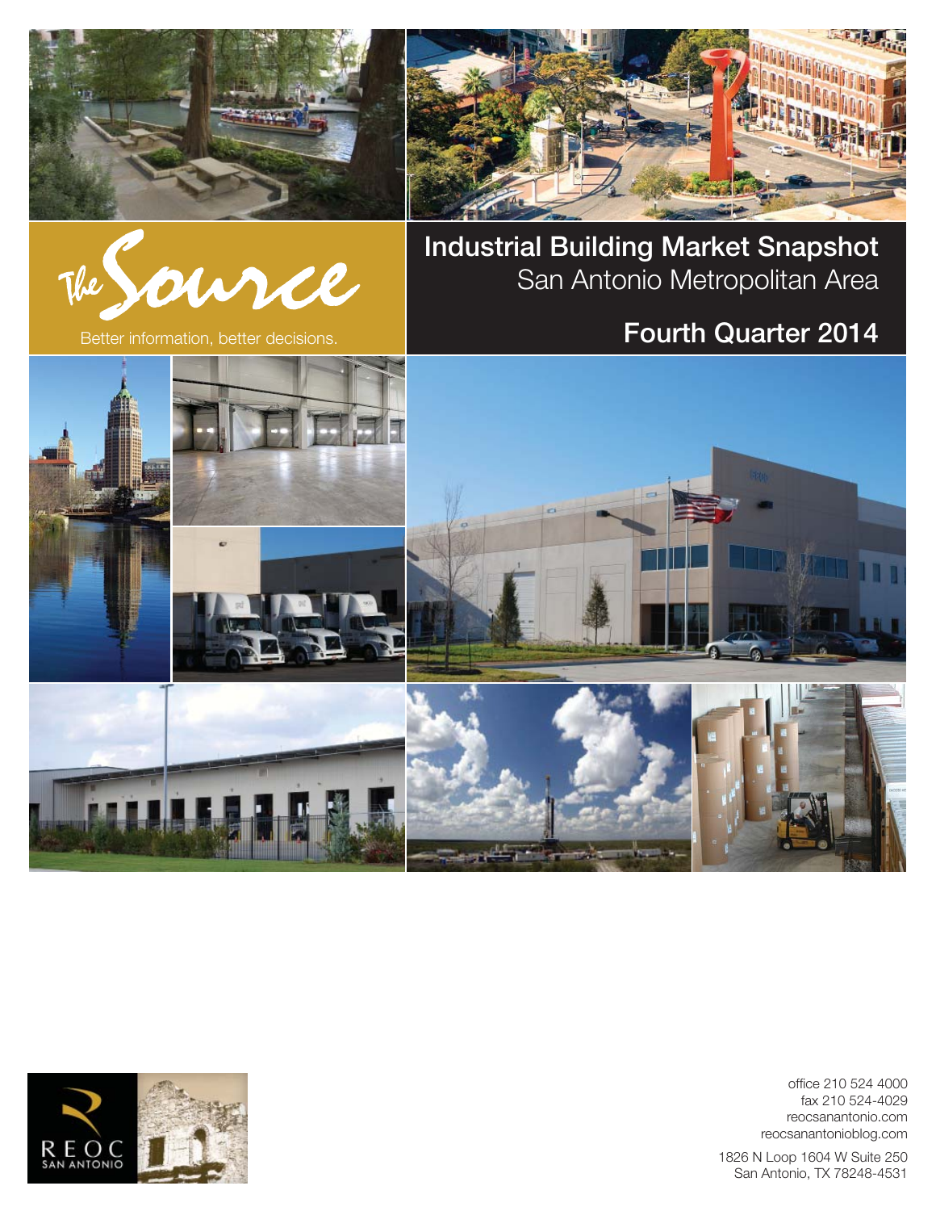The Source

Better information, better decisions.

# Industrial Building Market Snapshot

## San Antonio Metropolitan Area

## Fourth Quarter 2014

REOC SAN ANTONIO

office 210 524 4000
fax 210 524-4029
reocsanantonio.com
reocsanantonioblog.com

1826 N Loop 1604 W Suite 250
San Antonio, TX 78248-4531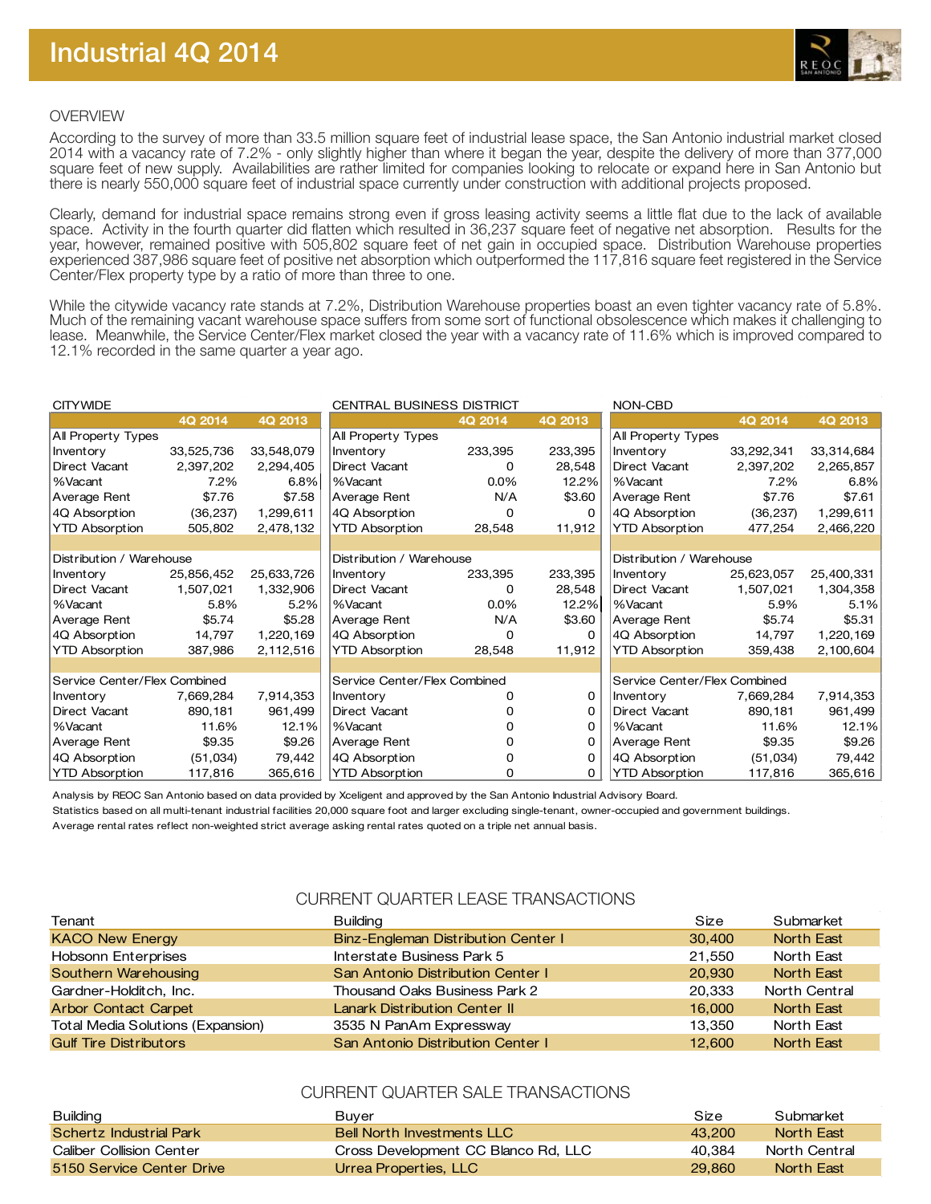# Industrial 4Q 2014

## OVERVIEW

According to the survey of more than 33.5 million square feet of industrial lease space, the San Antonio industrial market closed 2014 with a vacancy rate of 7.2% - only slightly higher than where it began the year, despite the delivery of more than 377,000 square feet of new supply. Availabilities are rather limited for companies looking to relocate or expand here in San Antonio but there is nearly 550,000 square feet of industrial space currently under construction with additional projects proposed.

Clearly, demand for industrial space remains strong even if gross leasing activity seems a little flat due to the lack of available space. Activity in the fourth quarter did flatten which resulted in 36,237 square feet of negative net absorption. Results for the year, however, remained positive with 505,802 square feet of net gain in occupied space. Distribution Warehouse properties experienced 387,986 square feet of positive net absorption which outperformed the 117,816 square feet registered in the Service Center/Flex property type by a ratio of more than three to one.

While the citywide vacancy rate stands at 7.2%, Distribution Warehouse properties boast an even tighter vacancy rate of 5.8%. Much of the remaining vacant warehouse space suffers from some sort of functional obsolescence which makes it challenging to lease. Meanwhile, the Service Center/Flex market closed the year with a vacancy rate of 11.6% which is improved compared to 12.1% recorded in the same quarter a year ago.

**CITYWIDE**

| | 4Q 2014 | 4Q 2013 |
|---|---|---|
| **All Property Types** | | |
| Inventory | 33,525,736 | 33,548,079 |
| Direct Vacant | 2,397,202 | 2,294,405 |
| %Vacant | 7.2% | 6.8% |
| Average Rent | $7.76 | $7.58 |
| 4Q Absorption | (36,237) | 1,299,611 |
| YTD Absorption | 505,802 | 2,478,132 |
| **Distribution / Warehouse** | | |
| Inventory | 25,856,452 | 25,633,726 |
| Direct Vacant | 1,507,021 | 1,332,906 |
| %Vacant | 5.8% | 5.2% |
| Average Rent | $5.74 | $5.28 |
| 4Q Absorption | 14,797 | 1,220,169 |
| YTD Absorption | 387,986 | 2,112,516 |
| **Service Center/Flex Combined** | | |
| Inventory | 7,669,284 | 7,914,353 |
| Direct Vacant | 890,181 | 961,499 |
| %Vacant | 11.6% | 12.1% |
| Average Rent | $9.35 | $9.26 |
| 4Q Absorption | (51,034) | 79,442 |
| YTD Absorption | 117,816 | 365,616 |

**CENTRAL BUSINESS DISTRICT**

| | 4Q 2014 | 4Q 2013 |
|---|---|---|
| **All Property Types** | | |
| Inventory | 233,395 | 233,395 |
| Direct Vacant | 0 | 28,548 |
| %Vacant | 0.0% | 12.2% |
| Average Rent | N/A | $3.60 |
| 4Q Absorption | 0 | 0 |
| YTD Absorption | 28,548 | 11,912 |
| **Distribution / Warehouse** | | |
| Inventory | 233,395 | 233,395 |
| Direct Vacant | 0 | 28,548 |
| %Vacant | 0.0% | 12.2% |
| Average Rent | N/A | $3.60 |
| 4Q Absorption | 0 | 0 |
| YTD Absorption | 28,548 | 11,912 |
| **Service Center/Flex Combined** | | |
| Inventory | 0 | 0 |
| Direct Vacant | 0 | 0 |
| %Vacant | 0 | 0 |
| Average Rent | 0 | 0 |
| 4Q Absorption | 0 | 0 |
| YTD Absorption | 0 | 0 |

**NON-CBD**

| | 4Q 2014 | 4Q 2013 |
|---|---|---|
| **All Property Types** | | |
| Inventory | 33,292,341 | 33,314,684 |
| Direct Vacant | 2,397,202 | 2,265,857 |
| %Vacant | 7.2% | 6.8% |
| Average Rent | $7.76 | $7.61 |
| 4Q Absorption | (36,237) | 1,299,611 |
| YTD Absorption | 477,254 | 2,466,220 |
| **Distribution / Warehouse** | | |
| Inventory | 25,623,057 | 25,400,331 |
| Direct Vacant | 1,507,021 | 1,304,358 |
| %Vacant | 5.9% | 5.1% |
| Average Rent | $5.74 | $5.31 |
| 4Q Absorption | 14,797 | 1,220,169 |
| YTD Absorption | 359,438 | 2,100,604 |
| **Service Center/Flex Combined** | | |
| Inventory | 7,669,284 | 7,914,353 |
| Direct Vacant | 890,181 | 961,499 |
| %Vacant | 11.6% | 12.1% |
| Average Rent | $9.35 | $9.26 |
| 4Q Absorption | (51,034) | 79,442 |
| YTD Absorption | 117,816 | 365,616 |

Analysis by REOC San Antonio based on data provided by Xceligent and approved by the San Antonio Industrial Advisory Board.

Statistics based on all multi-tenant industrial facilities 20,000 square foot and larger excluding single-tenant, owner-occupied and government buildings.

Average rental rates reflect non-weighted strict average asking rental rates quoted on a triple net annual basis.

## CURRENT QUARTER LEASE TRANSACTIONS

| Tenant | Building | Size | Submarket |
|---|---|---|---|
| KACO New Energy | Binz-Engleman Distribution Center I | 30,400 | North East |
| Hobsonn Enterprises | Interstate Business Park 5 | 21,550 | North East |
| Southern Warehousing | San Antonio Distribution Center I | 20,930 | North East |
| Gardner-Holditch, Inc. | Thousand Oaks Business Park 2 | 20,333 | North Central |
| Arbor Contact Carpet | Lanark Distribution Center II | 16,000 | North East |
| Total Media Solutions (Expansion) | 3535 N PanAm Expressway | 13,350 | North East |
| Gulf Tire Distributors | San Antonio Distribution Center I | 12,600 | North East |

## CURRENT QUARTER SALE TRANSACTIONS

| Building | Buyer | Size | Submarket |
|---|---|---|---|
| Schertz Industrial Park | Bell North Investments LLC | 43,200 | North East |
| Caliber Collision Center | Cross Development CC Blanco Rd, LLC | 40,384 | North Central |
| 5150 Service Center Drive | Urrea Properties, LLC | 29,860 | North East |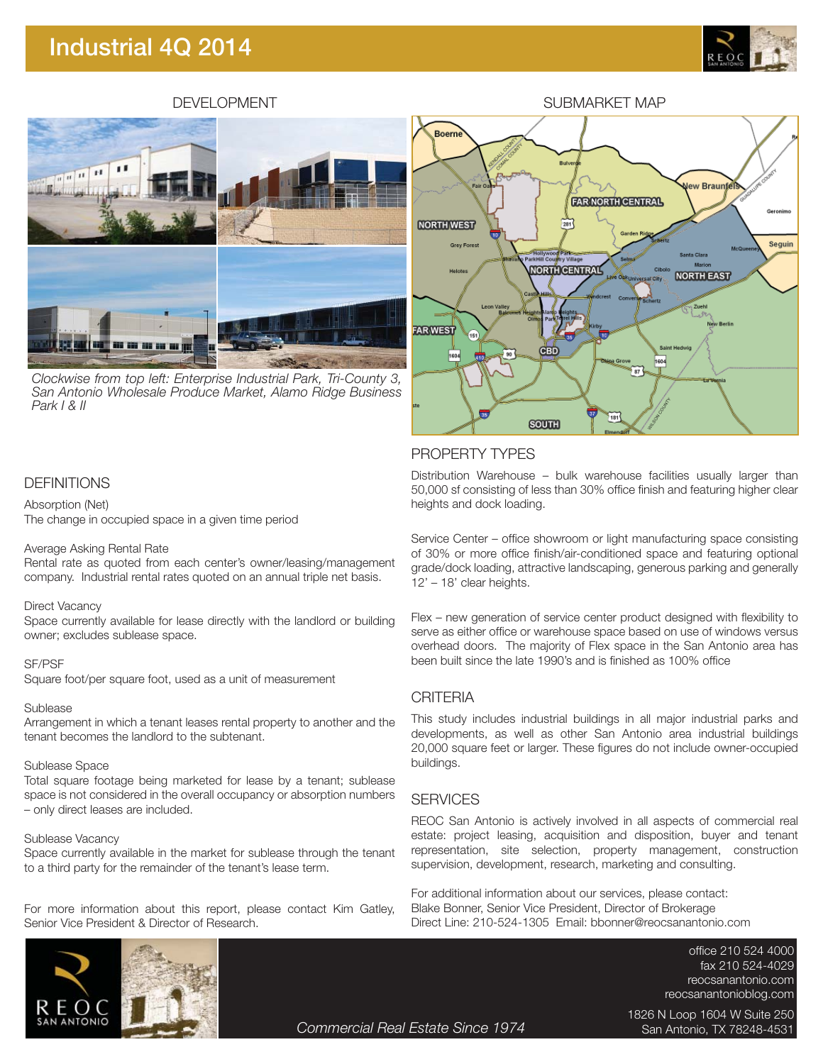# Industrial 4Q 2014

## DEVELOPMENT

*Clockwise from top left: Enterprise Industrial Park, Tri-County 3, San Antonio Wholesale Produce Market, Alamo Ridge Business Park I & II*

## SUBMARKET MAP

Boerne
FAR NORTH CENTRAL
New Braunfels
NORTH WEST
NORTH CENTRAL
NORTH EAST
Seguin
FAR WEST
CBD
SOUTH

## DEFINITIONS

Absorption (Net)
The change in occupied space in a given time period

Average Asking Rental Rate
Rental rate as quoted from each center's owner/leasing/management company. Industrial rental rates quoted on an annual triple net basis.

Direct Vacancy
Space currently available for lease directly with the landlord or building owner; excludes sublease space.

SF/PSF
Square foot/per square foot, used as a unit of measurement

Sublease
Arrangement in which a tenant leases rental property to another and the tenant becomes the landlord to the subtenant.

Sublease Space
Total square footage being marketed for lease by a tenant; sublease space is not considered in the overall occupancy or absorption numbers – only direct leases are included.

Sublease Vacancy
Space currently available in the market for sublease through the tenant to a third party for the remainder of the tenant's lease term.

For more information about this report, please contact Kim Gatley, Senior Vice President & Director of Research.

## PROPERTY TYPES

Distribution Warehouse – bulk warehouse facilities usually larger than 50,000 sf consisting of less than 30% office finish and featuring higher clear heights and dock loading.

Service Center – office showroom or light manufacturing space consisting of 30% or more office finish/air-conditioned space and featuring optional grade/dock loading, attractive landscaping, generous parking and generally 12' – 18' clear heights.

Flex – new generation of service center product designed with flexibility to serve as either office or warehouse space based on use of windows versus overhead doors. The majority of Flex space in the San Antonio area has been built since the late 1990's and is finished as 100% office

## CRITERIA

This study includes industrial buildings in all major industrial parks and developments, as well as other San Antonio area industrial buildings 20,000 square feet or larger. These figures do not include owner-occupied buildings.

## SERVICES

REOC San Antonio is actively involved in all aspects of commercial real estate: project leasing, acquisition and disposition, buyer and tenant representation, site selection, property management, construction supervision, development, research, marketing and consulting.

For additional information about our services, please contact:
Blake Bonner, Senior Vice President, Director of Brokerage
Direct Line: 210-524-1305 Email: bbonner@reocsanantonio.com

REOC SAN ANTONIO

*Commercial Real Estate Since 1974*

office 210 524 4000
fax 210 524-4029
reocsanantonio.com
reocsanantonioblog.com

1826 N Loop 1604 W Suite 250
San Antonio, TX 78248-4531